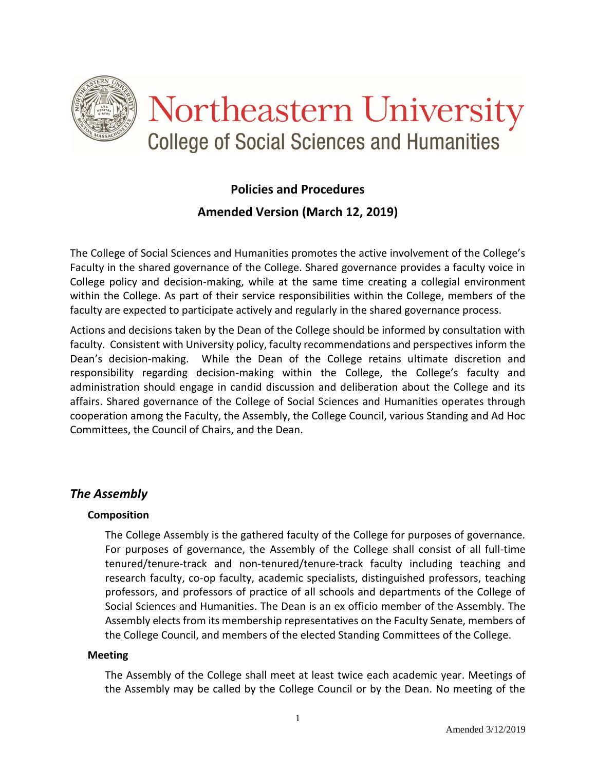# Northeastern University
## College of Social Sciences and Humanities

**Policies and Procedures**

**Amended Version (March 12, 2019)**

The College of Social Sciences and Humanities promotes the active involvement of the College's Faculty in the shared governance of the College. Shared governance provides a faculty voice in College policy and decision-making, while at the same time creating a collegial environment within the College. As part of their service responsibilities within the College, members of the faculty are expected to participate actively and regularly in the shared governance process.

Actions and decisions taken by the Dean of the College should be informed by consultation with faculty. Consistent with University policy, faculty recommendations and perspectives inform the Dean's decision-making. While the Dean of the College retains ultimate discretion and responsibility regarding decision-making within the College, the College's faculty and administration should engage in candid discussion and deliberation about the College and its affairs. Shared governance of the College of Social Sciences and Humanities operates through cooperation among the Faculty, the Assembly, the College Council, various Standing and Ad Hoc Committees, the Council of Chairs, and the Dean.

## *The Assembly*

### Composition

The College Assembly is the gathered faculty of the College for purposes of governance. For purposes of governance, the Assembly of the College shall consist of all full-time tenured/tenure-track and non-tenured/tenure-track faculty including teaching and research faculty, co-op faculty, academic specialists, distinguished professors, teaching professors, and professors of practice of all schools and departments of the College of Social Sciences and Humanities. The Dean is an ex officio member of the Assembly. The Assembly elects from its membership representatives on the Faculty Senate, members of the College Council, and members of the elected Standing Committees of the College.

### Meeting

The Assembly of the College shall meet at least twice each academic year. Meetings of the Assembly may be called by the College Council or by the Dean. No meeting of the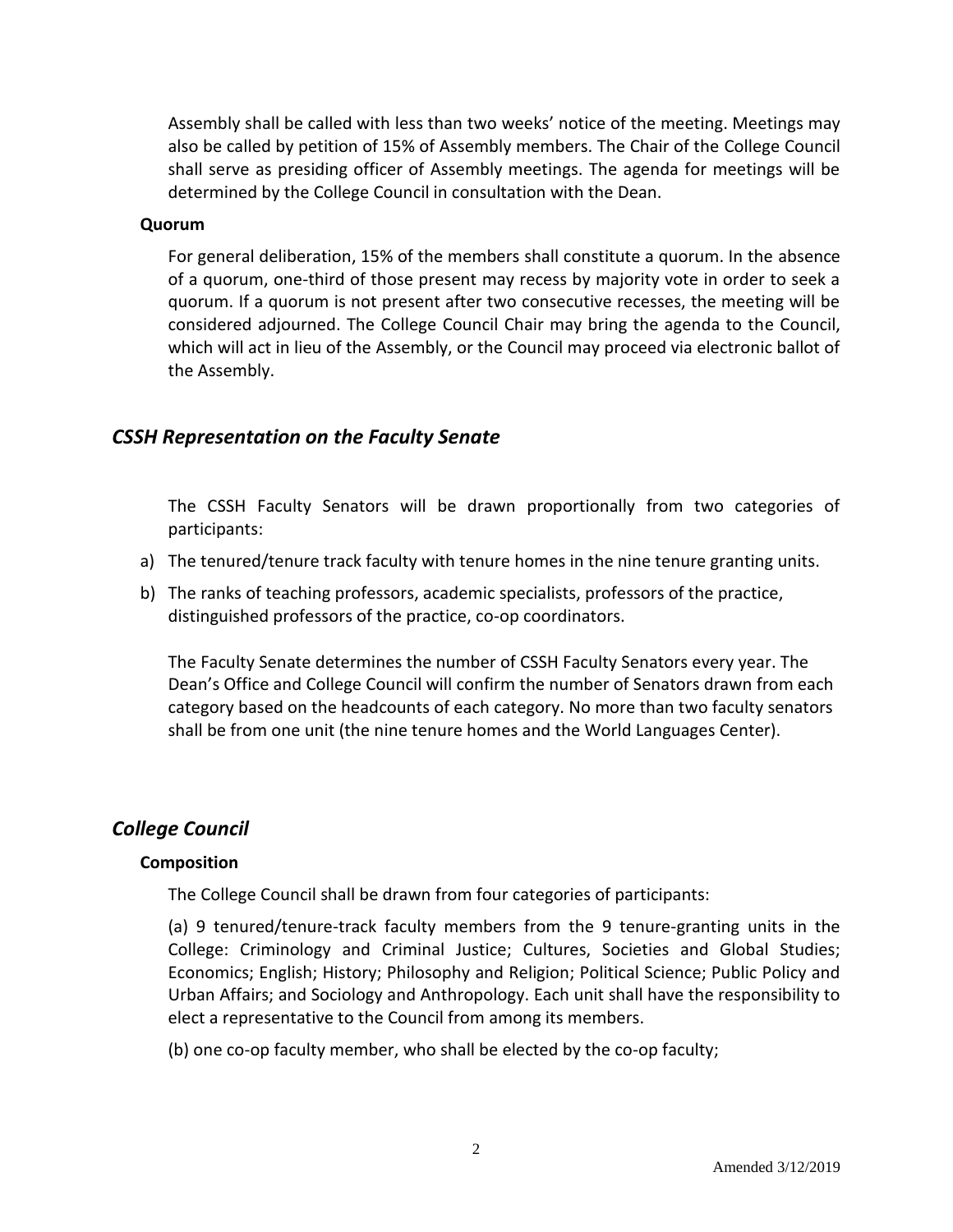Assembly shall be called with less than two weeks' notice of the meeting. Meetings may also be called by petition of 15% of Assembly members. The Chair of the College Council shall serve as presiding officer of Assembly meetings. The agenda for meetings will be determined by the College Council in consultation with the Dean.

**Quorum**

For general deliberation, 15% of the members shall constitute a quorum. In the absence of a quorum, one-third of those present may recess by majority vote in order to seek a quorum. If a quorum is not present after two consecutive recesses, the meeting will be considered adjourned. The College Council Chair may bring the agenda to the Council, which will act in lieu of the Assembly, or the Council may proceed via electronic ballot of the Assembly.

## *CSSH Representation on the Faculty Senate*

The CSSH Faculty Senators will be drawn proportionally from two categories of participants:

a) The tenured/tenure track faculty with tenure homes in the nine tenure granting units.
b) The ranks of teaching professors, academic specialists, professors of the practice, distinguished professors of the practice, co-op coordinators.

The Faculty Senate determines the number of CSSH Faculty Senators every year. The Dean's Office and College Council will confirm the number of Senators drawn from each category based on the headcounts of each category. No more than two faculty senators shall be from one unit (the nine tenure homes and the World Languages Center).

## *College Council*

**Composition**

The College Council shall be drawn from four categories of participants:

(a) 9 tenured/tenure-track faculty members from the 9 tenure-granting units in the College: Criminology and Criminal Justice; Cultures, Societies and Global Studies; Economics; English; History; Philosophy and Religion; Political Science; Public Policy and Urban Affairs; and Sociology and Anthropology. Each unit shall have the responsibility to elect a representative to the Council from among its members.

(b) one co-op faculty member, who shall be elected by the co-op faculty;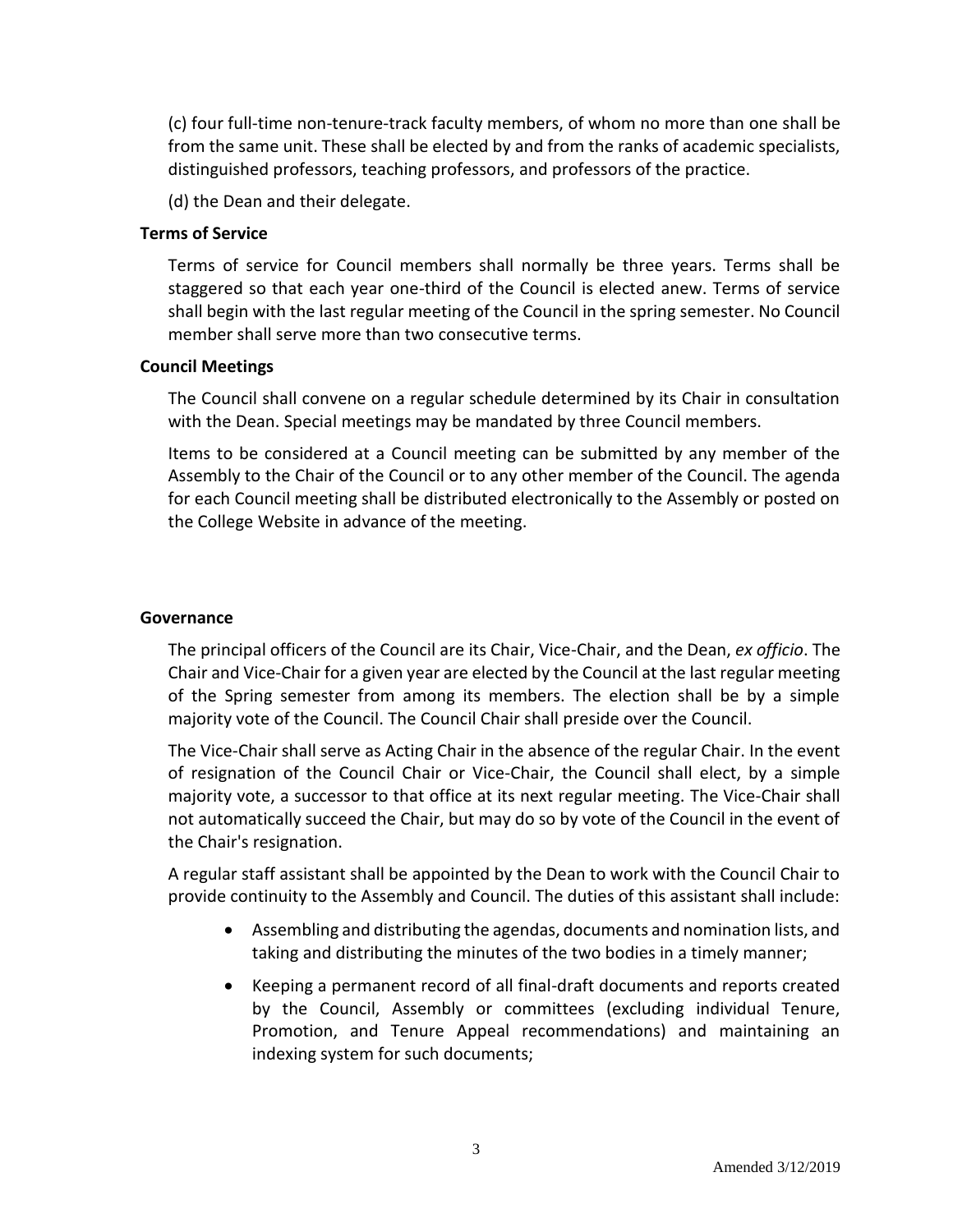(c) four full-time non-tenure-track faculty members, of whom no more than one shall be from the same unit. These shall be elected by and from the ranks of academic specialists, distinguished professors, teaching professors, and professors of the practice.

(d) the Dean and their delegate.

**Terms of Service**

Terms of service for Council members shall normally be three years. Terms shall be staggered so that each year one-third of the Council is elected anew. Terms of service shall begin with the last regular meeting of the Council in the spring semester. No Council member shall serve more than two consecutive terms.

**Council Meetings**

The Council shall convene on a regular schedule determined by its Chair in consultation with the Dean. Special meetings may be mandated by three Council members.

Items to be considered at a Council meeting can be submitted by any member of the Assembly to the Chair of the Council or to any other member of the Council. The agenda for each Council meeting shall be distributed electronically to the Assembly or posted on the College Website in advance of the meeting.

**Governance**

The principal officers of the Council are its Chair, Vice-Chair, and the Dean, *ex officio*. The Chair and Vice-Chair for a given year are elected by the Council at the last regular meeting of the Spring semester from among its members. The election shall be by a simple majority vote of the Council. The Council Chair shall preside over the Council.

The Vice-Chair shall serve as Acting Chair in the absence of the regular Chair. In the event of resignation of the Council Chair or Vice-Chair, the Council shall elect, by a simple majority vote, a successor to that office at its next regular meeting. The Vice-Chair shall not automatically succeed the Chair, but may do so by vote of the Council in the event of the Chair's resignation.

A regular staff assistant shall be appointed by the Dean to work with the Council Chair to provide continuity to the Assembly and Council. The duties of this assistant shall include:

- Assembling and distributing the agendas, documents and nomination lists, and taking and distributing the minutes of the two bodies in a timely manner;
- Keeping a permanent record of all final-draft documents and reports created by the Council, Assembly or committees (excluding individual Tenure, Promotion, and Tenure Appeal recommendations) and maintaining an indexing system for such documents;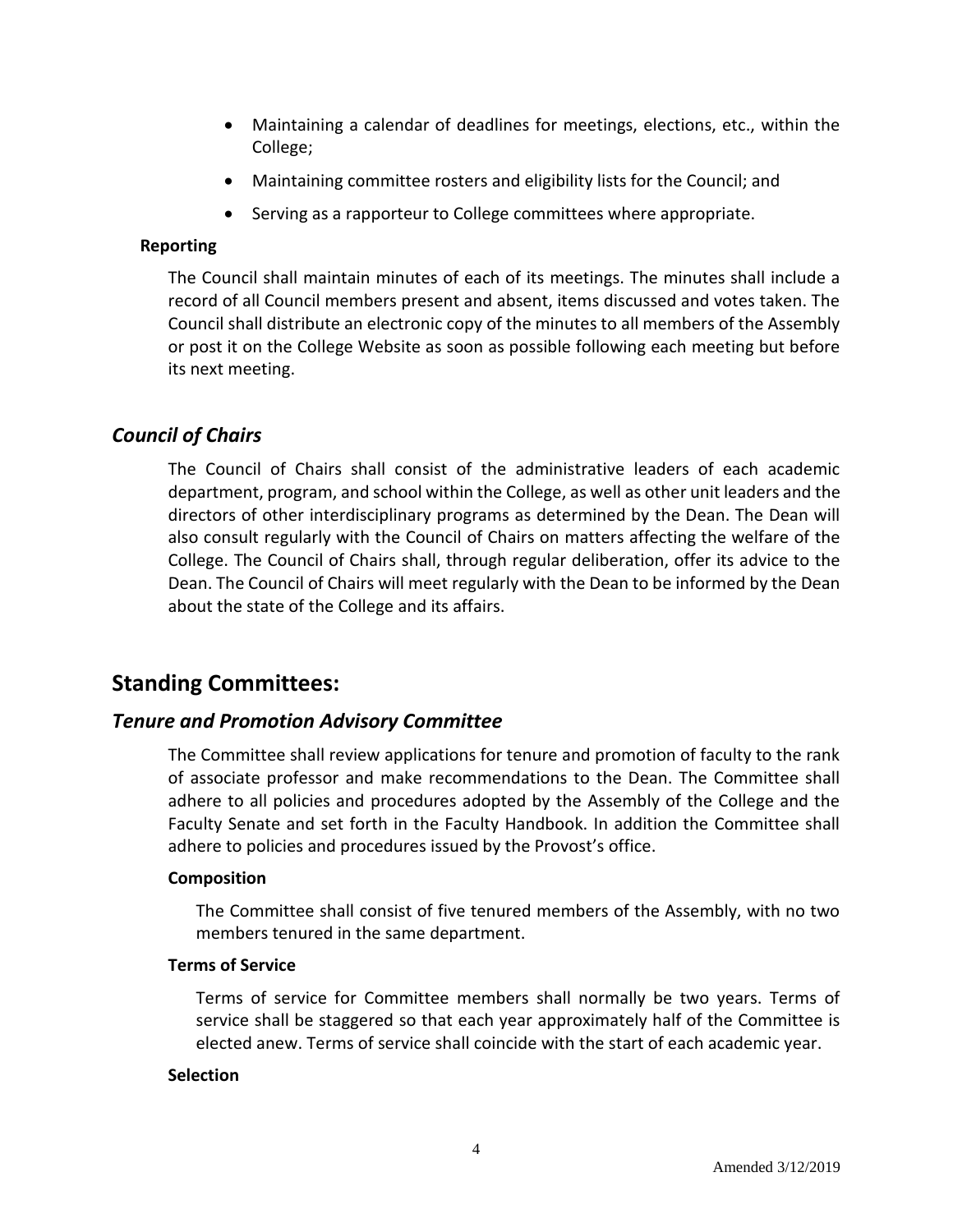- Maintaining a calendar of deadlines for meetings, elections, etc., within the College;
- Maintaining committee rosters and eligibility lists for the Council; and
- Serving as a rapporteur to College committees where appropriate.

#### Reporting

The Council shall maintain minutes of each of its meetings. The minutes shall include a record of all Council members present and absent, items discussed and votes taken. The Council shall distribute an electronic copy of the minutes to all members of the Assembly or post it on the College Website as soon as possible following each meeting but before its next meeting.

### *Council of Chairs*

The Council of Chairs shall consist of the administrative leaders of each academic department, program, and school within the College, as well as other unit leaders and the directors of other interdisciplinary programs as determined by the Dean. The Dean will also consult regularly with the Council of Chairs on matters affecting the welfare of the College. The Council of Chairs shall, through regular deliberation, offer its advice to the Dean. The Council of Chairs will meet regularly with the Dean to be informed by the Dean about the state of the College and its affairs.

## Standing Committees:

### *Tenure and Promotion Advisory Committee*

The Committee shall review applications for tenure and promotion of faculty to the rank of associate professor and make recommendations to the Dean. The Committee shall adhere to all policies and procedures adopted by the Assembly of the College and the Faculty Senate and set forth in the Faculty Handbook. In addition the Committee shall adhere to policies and procedures issued by the Provost's office.

#### Composition

The Committee shall consist of five tenured members of the Assembly, with no two members tenured in the same department.

#### Terms of Service

Terms of service for Committee members shall normally be two years. Terms of service shall be staggered so that each year approximately half of the Committee is elected anew. Terms of service shall coincide with the start of each academic year.

#### Selection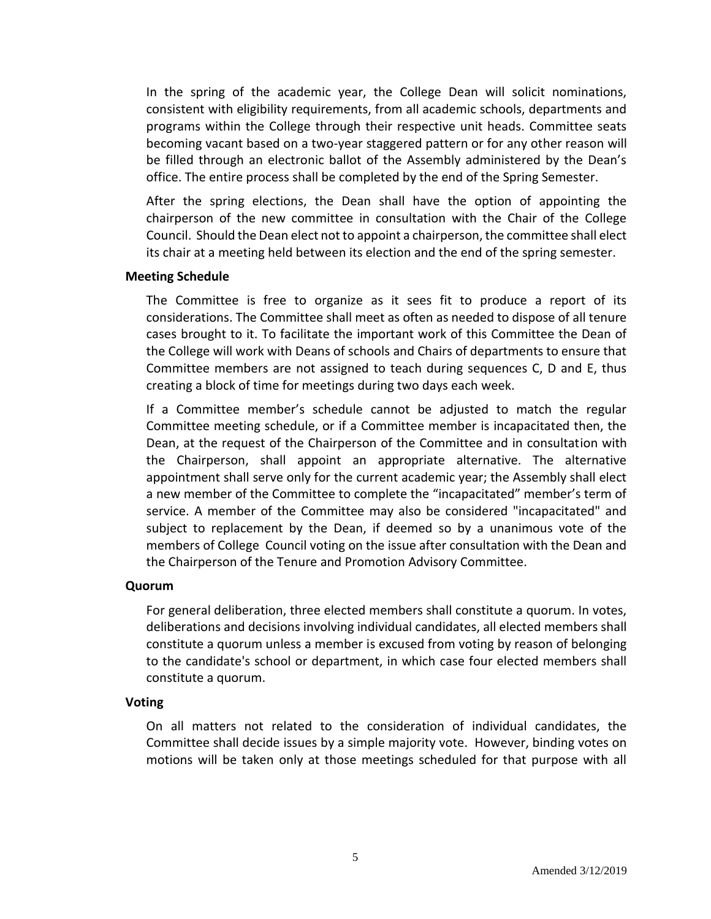In the spring of the academic year, the College Dean will solicit nominations, consistent with eligibility requirements, from all academic schools, departments and programs within the College through their respective unit heads. Committee seats becoming vacant based on a two-year staggered pattern or for any other reason will be filled through an electronic ballot of the Assembly administered by the Dean's office. The entire process shall be completed by the end of the Spring Semester.

After the spring elections, the Dean shall have the option of appointing the chairperson of the new committee in consultation with the Chair of the College Council. Should the Dean elect not to appoint a chairperson, the committee shall elect its chair at a meeting held between its election and the end of the spring semester.

**Meeting Schedule**

The Committee is free to organize as it sees fit to produce a report of its considerations. The Committee shall meet as often as needed to dispose of all tenure cases brought to it. To facilitate the important work of this Committee the Dean of the College will work with Deans of schools and Chairs of departments to ensure that Committee members are not assigned to teach during sequences C, D and E, thus creating a block of time for meetings during two days each week.

If a Committee member's schedule cannot be adjusted to match the regular Committee meeting schedule, or if a Committee member is incapacitated then, the Dean, at the request of the Chairperson of the Committee and in consultation with the Chairperson, shall appoint an appropriate alternative. The alternative appointment shall serve only for the current academic year; the Assembly shall elect a new member of the Committee to complete the "incapacitated" member's term of service. A member of the Committee may also be considered "incapacitated" and subject to replacement by the Dean, if deemed so by a unanimous vote of the members of College Council voting on the issue after consultation with the Dean and the Chairperson of the Tenure and Promotion Advisory Committee.

**Quorum**

For general deliberation, three elected members shall constitute a quorum. In votes, deliberations and decisions involving individual candidates, all elected members shall constitute a quorum unless a member is excused from voting by reason of belonging to the candidate's school or department, in which case four elected members shall constitute a quorum.

**Voting**

On all matters not related to the consideration of individual candidates, the Committee shall decide issues by a simple majority vote. However, binding votes on motions will be taken only at those meetings scheduled for that purpose with all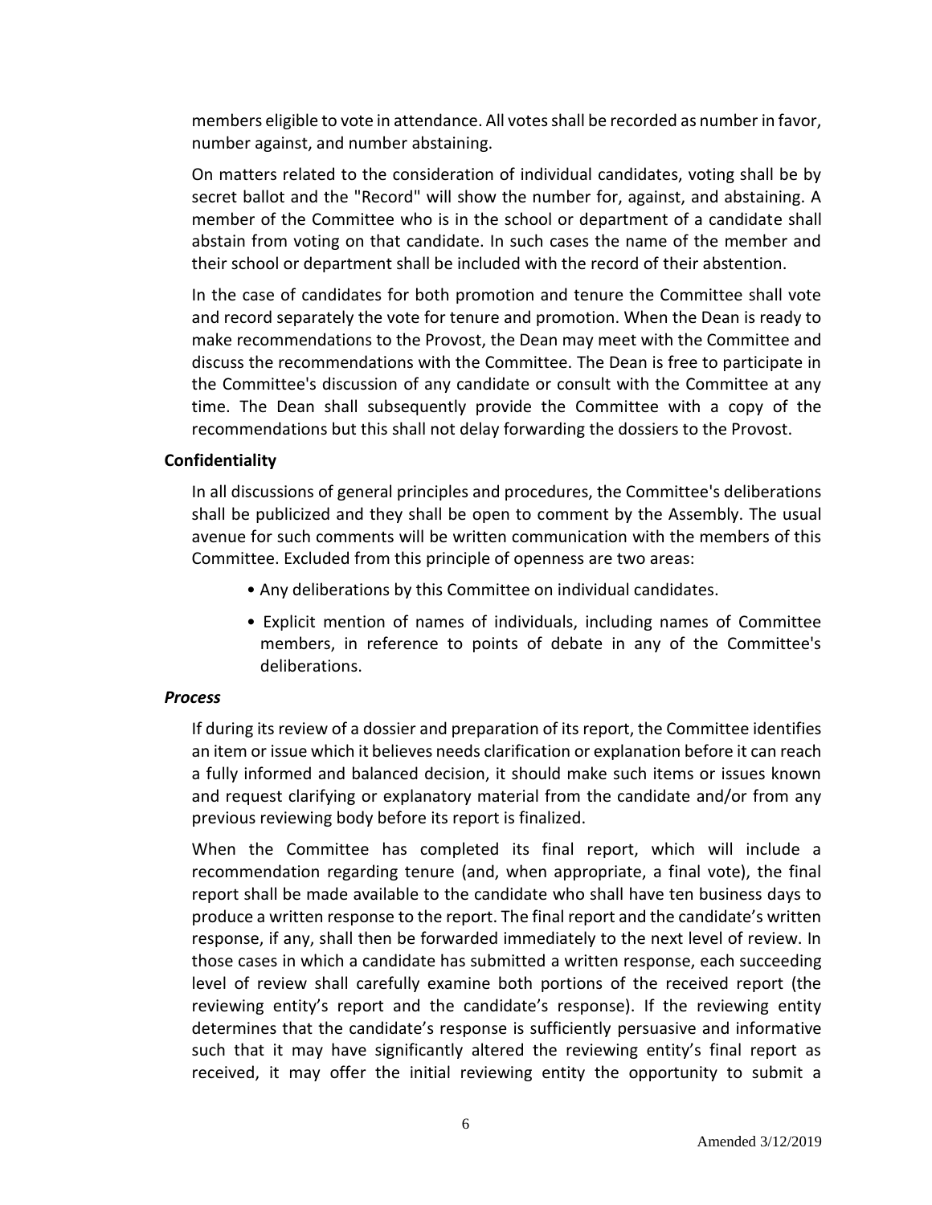members eligible to vote in attendance. All votes shall be recorded as number in favor, number against, and number abstaining.

On matters related to the consideration of individual candidates, voting shall be by secret ballot and the "Record" will show the number for, against, and abstaining. A member of the Committee who is in the school or department of a candidate shall abstain from voting on that candidate. In such cases the name of the member and their school or department shall be included with the record of their abstention.

In the case of candidates for both promotion and tenure the Committee shall vote and record separately the vote for tenure and promotion. When the Dean is ready to make recommendations to the Provost, the Dean may meet with the Committee and discuss the recommendations with the Committee. The Dean is free to participate in the Committee's discussion of any candidate or consult with the Committee at any time. The Dean shall subsequently provide the Committee with a copy of the recommendations but this shall not delay forwarding the dossiers to the Provost.

**Confidentiality**

In all discussions of general principles and procedures, the Committee's deliberations shall be publicized and they shall be open to comment by the Assembly. The usual avenue for such comments will be written communication with the members of this Committee. Excluded from this principle of openness are two areas:

- Any deliberations by this Committee on individual candidates.
- Explicit mention of names of individuals, including names of Committee members, in reference to points of debate in any of the Committee's deliberations.

***Process***

If during its review of a dossier and preparation of its report, the Committee identifies an item or issue which it believes needs clarification or explanation before it can reach a fully informed and balanced decision, it should make such items or issues known and request clarifying or explanatory material from the candidate and/or from any previous reviewing body before its report is finalized.

When the Committee has completed its final report, which will include a recommendation regarding tenure (and, when appropriate, a final vote), the final report shall be made available to the candidate who shall have ten business days to produce a written response to the report. The final report and the candidate's written response, if any, shall then be forwarded immediately to the next level of review. In those cases in which a candidate has submitted a written response, each succeeding level of review shall carefully examine both portions of the received report (the reviewing entity's report and the candidate's response). If the reviewing entity determines that the candidate's response is sufficiently persuasive and informative such that it may have significantly altered the reviewing entity's final report as received, it may offer the initial reviewing entity the opportunity to submit a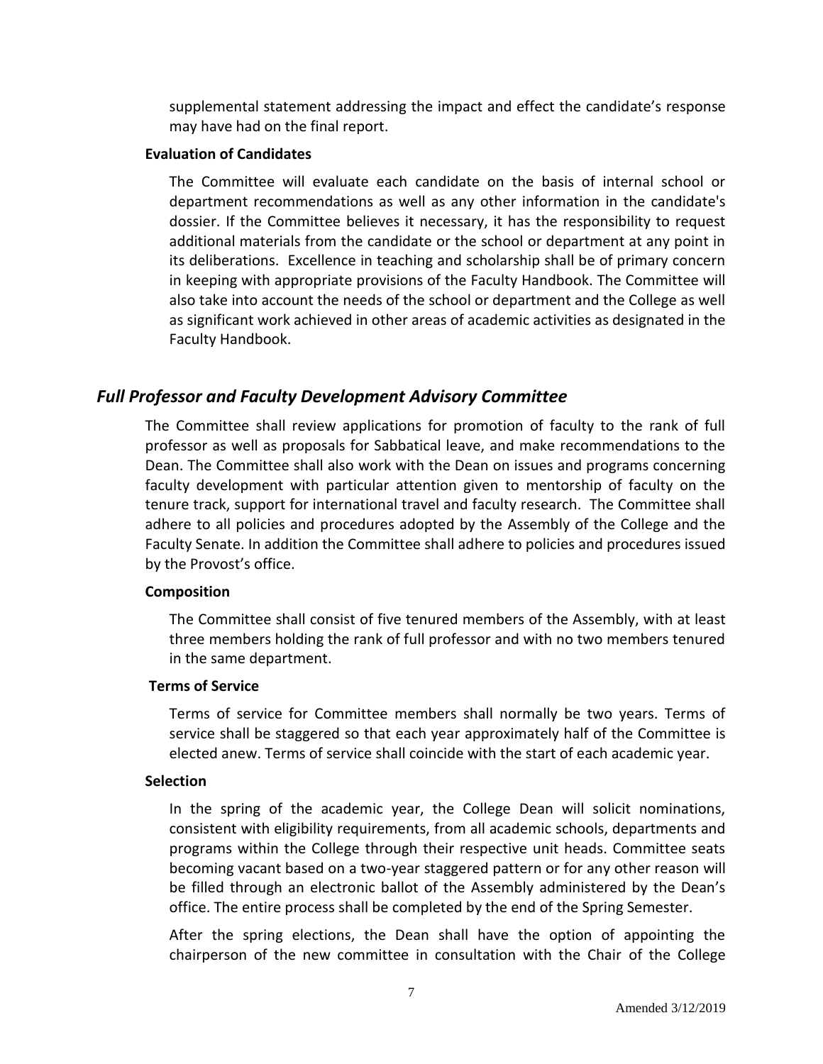supplemental statement addressing the impact and effect the candidate's response may have had on the final report.

**Evaluation of Candidates**

The Committee will evaluate each candidate on the basis of internal school or department recommendations as well as any other information in the candidate's dossier. If the Committee believes it necessary, it has the responsibility to request additional materials from the candidate or the school or department at any point in its deliberations. Excellence in teaching and scholarship shall be of primary concern in keeping with appropriate provisions of the Faculty Handbook. The Committee will also take into account the needs of the school or department and the College as well as significant work achieved in other areas of academic activities as designated in the Faculty Handbook.

## *Full Professor and Faculty Development Advisory Committee*

The Committee shall review applications for promotion of faculty to the rank of full professor as well as proposals for Sabbatical leave, and make recommendations to the Dean. The Committee shall also work with the Dean on issues and programs concerning faculty development with particular attention given to mentorship of faculty on the tenure track, support for international travel and faculty research. The Committee shall adhere to all policies and procedures adopted by the Assembly of the College and the Faculty Senate. In addition the Committee shall adhere to policies and procedures issued by the Provost's office.

**Composition**

The Committee shall consist of five tenured members of the Assembly, with at least three members holding the rank of full professor and with no two members tenured in the same department.

**Terms of Service**

Terms of service for Committee members shall normally be two years. Terms of service shall be staggered so that each year approximately half of the Committee is elected anew. Terms of service shall coincide with the start of each academic year.

**Selection**

In the spring of the academic year, the College Dean will solicit nominations, consistent with eligibility requirements, from all academic schools, departments and programs within the College through their respective unit heads. Committee seats becoming vacant based on a two-year staggered pattern or for any other reason will be filled through an electronic ballot of the Assembly administered by the Dean's office. The entire process shall be completed by the end of the Spring Semester.

After the spring elections, the Dean shall have the option of appointing the chairperson of the new committee in consultation with the Chair of the College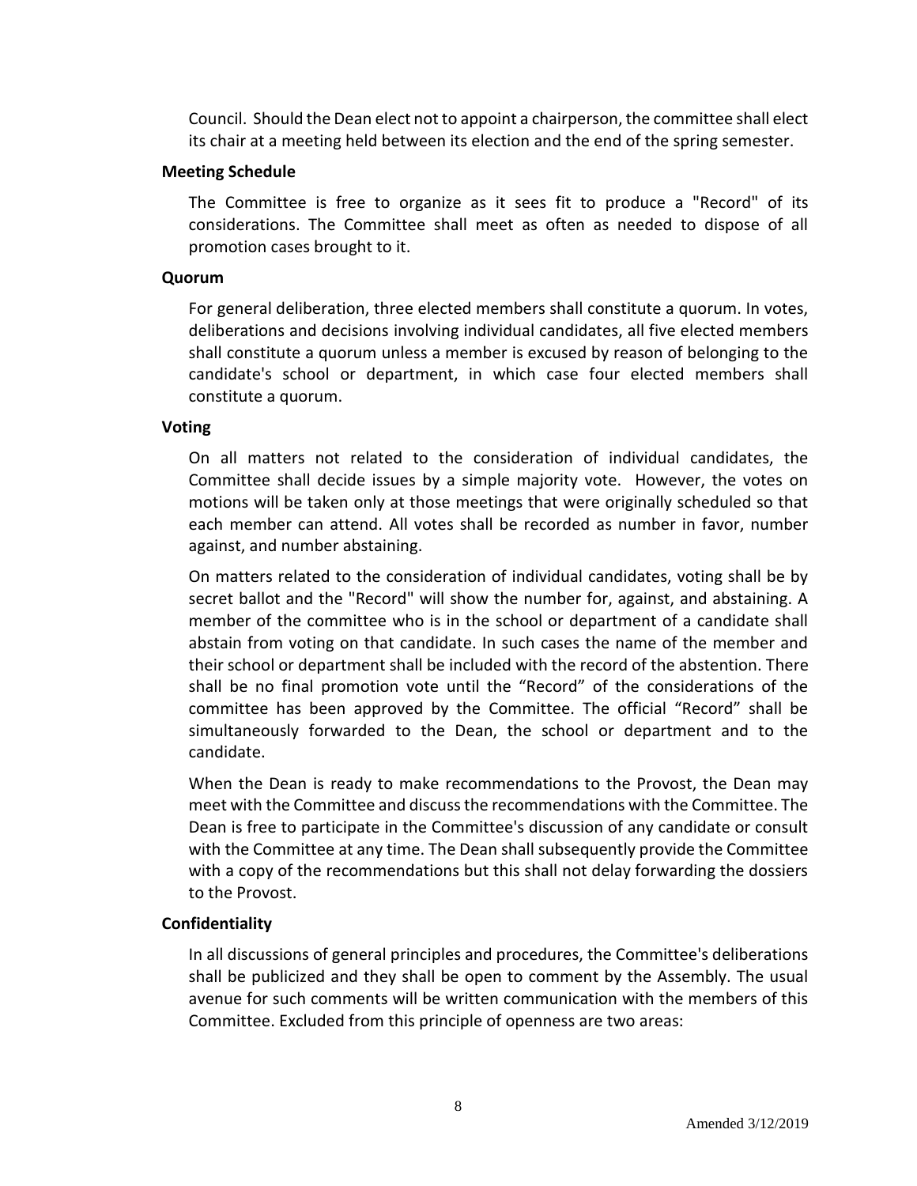Council. Should the Dean elect not to appoint a chairperson, the committee shall elect its chair at a meeting held between its election and the end of the spring semester.

**Meeting Schedule**

The Committee is free to organize as it sees fit to produce a "Record" of its considerations. The Committee shall meet as often as needed to dispose of all promotion cases brought to it.

**Quorum**

For general deliberation, three elected members shall constitute a quorum. In votes, deliberations and decisions involving individual candidates, all five elected members shall constitute a quorum unless a member is excused by reason of belonging to the candidate's school or department, in which case four elected members shall constitute a quorum.

**Voting**

On all matters not related to the consideration of individual candidates, the Committee shall decide issues by a simple majority vote. However, the votes on motions will be taken only at those meetings that were originally scheduled so that each member can attend. All votes shall be recorded as number in favor, number against, and number abstaining.

On matters related to the consideration of individual candidates, voting shall be by secret ballot and the "Record" will show the number for, against, and abstaining. A member of the committee who is in the school or department of a candidate shall abstain from voting on that candidate. In such cases the name of the member and their school or department shall be included with the record of the abstention. There shall be no final promotion vote until the "Record" of the considerations of the committee has been approved by the Committee. The official "Record" shall be simultaneously forwarded to the Dean, the school or department and to the candidate.

When the Dean is ready to make recommendations to the Provost, the Dean may meet with the Committee and discuss the recommendations with the Committee. The Dean is free to participate in the Committee's discussion of any candidate or consult with the Committee at any time. The Dean shall subsequently provide the Committee with a copy of the recommendations but this shall not delay forwarding the dossiers to the Provost.

**Confidentiality**

In all discussions of general principles and procedures, the Committee's deliberations shall be publicized and they shall be open to comment by the Assembly. The usual avenue for such comments will be written communication with the members of this Committee. Excluded from this principle of openness are two areas:

Amended 3/12/2019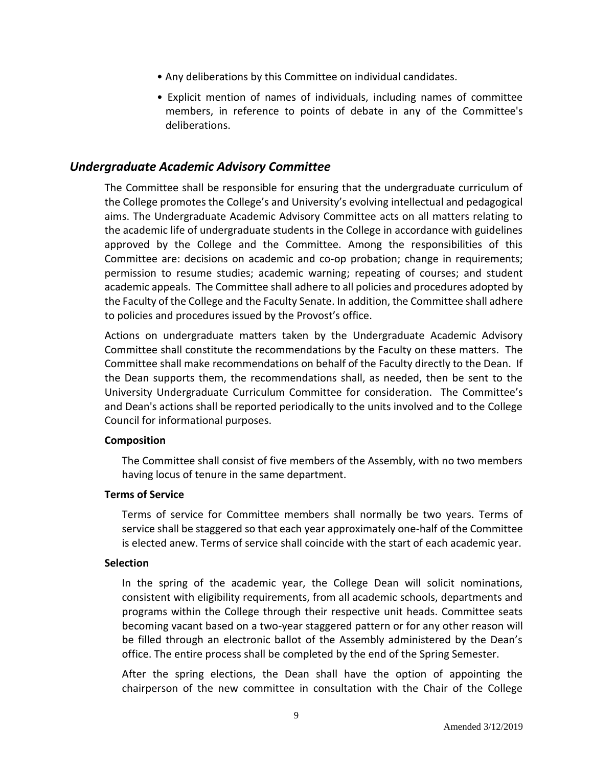- Any deliberations by this Committee on individual candidates.
- Explicit mention of names of individuals, including names of committee members, in reference to points of debate in any of the Committee's deliberations.

## *Undergraduate Academic Advisory Committee*

The Committee shall be responsible for ensuring that the undergraduate curriculum of the College promotes the College's and University's evolving intellectual and pedagogical aims. The Undergraduate Academic Advisory Committee acts on all matters relating to the academic life of undergraduate students in the College in accordance with guidelines approved by the College and the Committee. Among the responsibilities of this Committee are: decisions on academic and co-op probation; change in requirements; permission to resume studies; academic warning; repeating of courses; and student academic appeals. The Committee shall adhere to all policies and procedures adopted by the Faculty of the College and the Faculty Senate. In addition, the Committee shall adhere to policies and procedures issued by the Provost's office.

Actions on undergraduate matters taken by the Undergraduate Academic Advisory Committee shall constitute the recommendations by the Faculty on these matters. The Committee shall make recommendations on behalf of the Faculty directly to the Dean. If the Dean supports them, the recommendations shall, as needed, then be sent to the University Undergraduate Curriculum Committee for consideration. The Committee's and Dean's actions shall be reported periodically to the units involved and to the College Council for informational purposes.

**Composition**

The Committee shall consist of five members of the Assembly, with no two members having locus of tenure in the same department.

**Terms of Service**

Terms of service for Committee members shall normally be two years. Terms of service shall be staggered so that each year approximately one-half of the Committee is elected anew. Terms of service shall coincide with the start of each academic year.

**Selection**

In the spring of the academic year, the College Dean will solicit nominations, consistent with eligibility requirements, from all academic schools, departments and programs within the College through their respective unit heads. Committee seats becoming vacant based on a two-year staggered pattern or for any other reason will be filled through an electronic ballot of the Assembly administered by the Dean's office. The entire process shall be completed by the end of the Spring Semester.

After the spring elections, the Dean shall have the option of appointing the chairperson of the new committee in consultation with the Chair of the College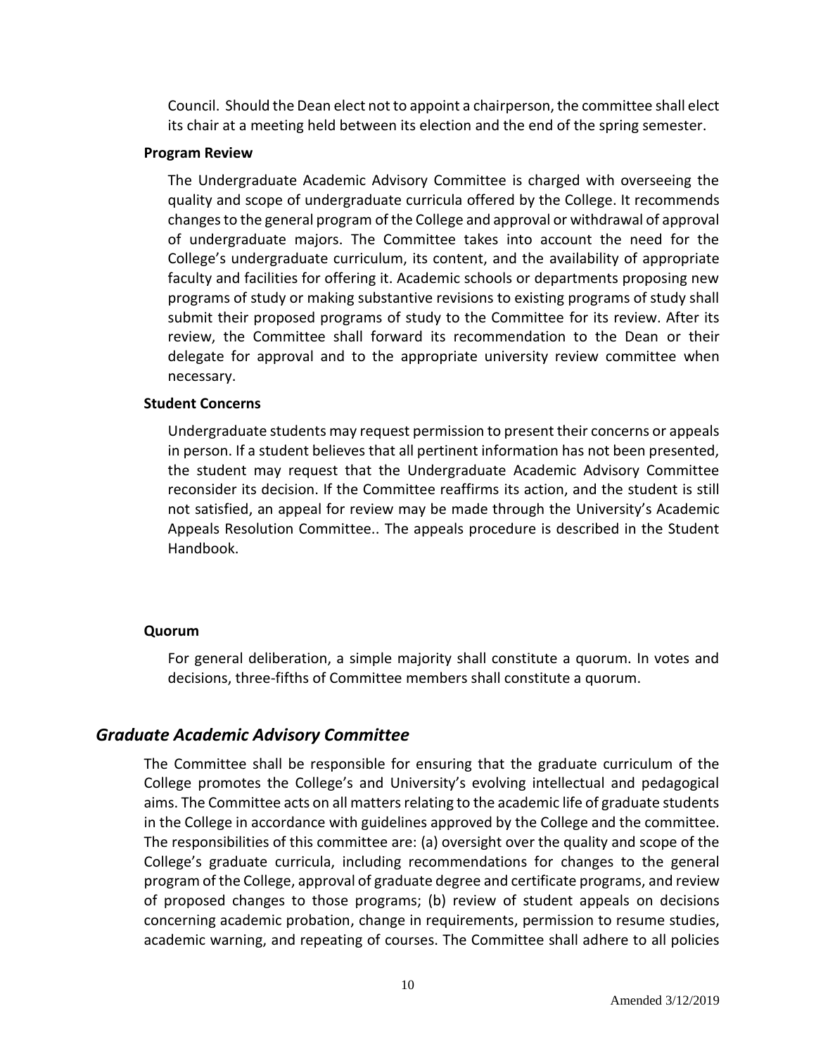Council. Should the Dean elect not to appoint a chairperson, the committee shall elect its chair at a meeting held between its election and the end of the spring semester.

**Program Review**

The Undergraduate Academic Advisory Committee is charged with overseeing the quality and scope of undergraduate curricula offered by the College. It recommends changes to the general program of the College and approval or withdrawal of approval of undergraduate majors. The Committee takes into account the need for the College's undergraduate curriculum, its content, and the availability of appropriate faculty and facilities for offering it. Academic schools or departments proposing new programs of study or making substantive revisions to existing programs of study shall submit their proposed programs of study to the Committee for its review. After its review, the Committee shall forward its recommendation to the Dean or their delegate for approval and to the appropriate university review committee when necessary.

**Student Concerns**

Undergraduate students may request permission to present their concerns or appeals in person. If a student believes that all pertinent information has not been presented, the student may request that the Undergraduate Academic Advisory Committee reconsider its decision. If the Committee reaffirms its action, and the student is still not satisfied, an appeal for review may be made through the University's Academic Appeals Resolution Committee.. The appeals procedure is described in the Student Handbook.

**Quorum**

For general deliberation, a simple majority shall constitute a quorum. In votes and decisions, three-fifths of Committee members shall constitute a quorum.

## *Graduate Academic Advisory Committee*

The Committee shall be responsible for ensuring that the graduate curriculum of the College promotes the College's and University's evolving intellectual and pedagogical aims. The Committee acts on all matters relating to the academic life of graduate students in the College in accordance with guidelines approved by the College and the committee. The responsibilities of this committee are: (a) oversight over the quality and scope of the College's graduate curricula, including recommendations for changes to the general program of the College, approval of graduate degree and certificate programs, and review of proposed changes to those programs; (b) review of student appeals on decisions concerning academic probation, change in requirements, permission to resume studies, academic warning, and repeating of courses. The Committee shall adhere to all policies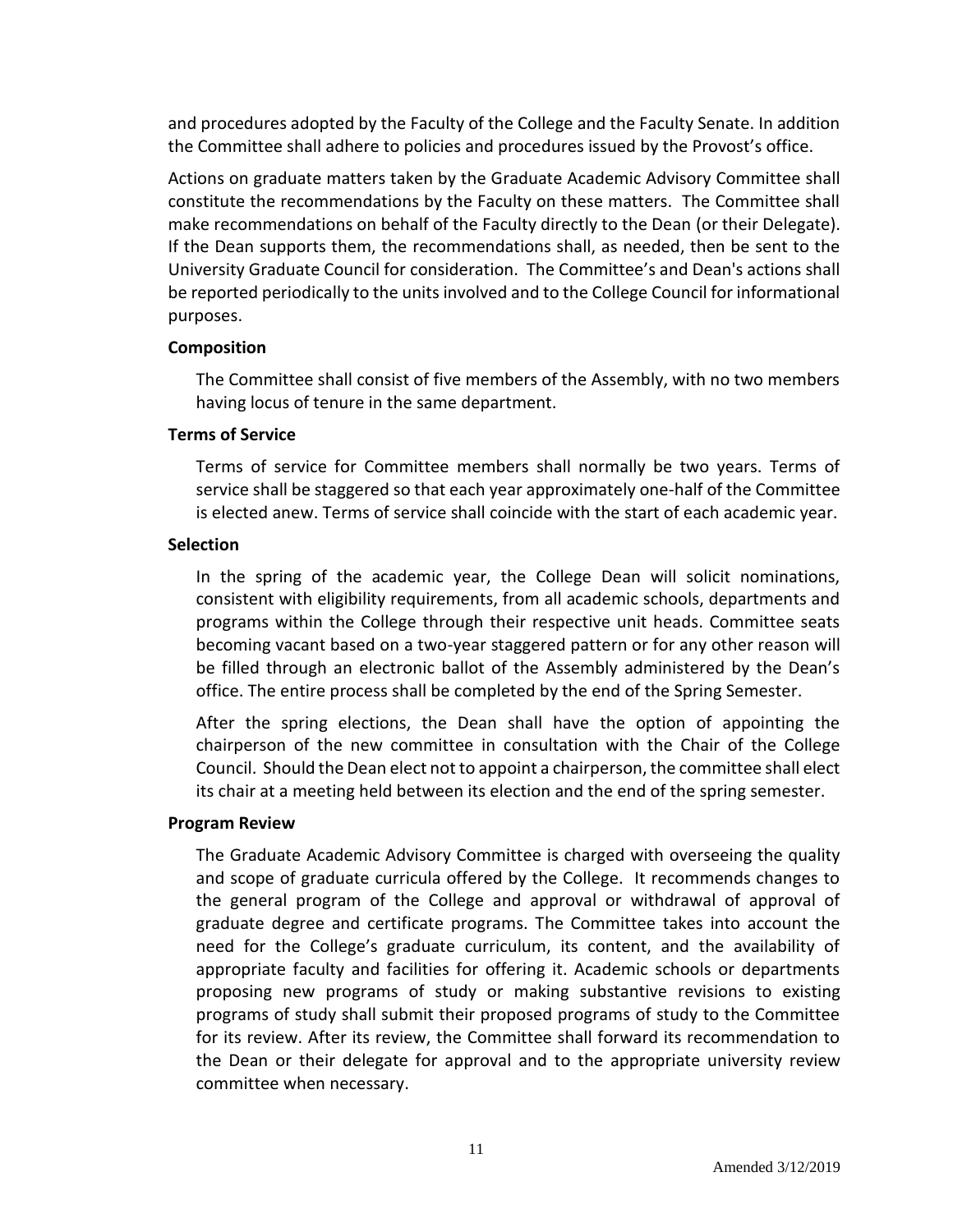and procedures adopted by the Faculty of the College and the Faculty Senate. In addition the Committee shall adhere to policies and procedures issued by the Provost's office.

Actions on graduate matters taken by the Graduate Academic Advisory Committee shall constitute the recommendations by the Faculty on these matters. The Committee shall make recommendations on behalf of the Faculty directly to the Dean (or their Delegate). If the Dean supports them, the recommendations shall, as needed, then be sent to the University Graduate Council for consideration. The Committee's and Dean's actions shall be reported periodically to the units involved and to the College Council for informational purposes.

**Composition**

The Committee shall consist of five members of the Assembly, with no two members having locus of tenure in the same department.

**Terms of Service**

Terms of service for Committee members shall normally be two years. Terms of service shall be staggered so that each year approximately one-half of the Committee is elected anew. Terms of service shall coincide with the start of each academic year.

**Selection**

In the spring of the academic year, the College Dean will solicit nominations, consistent with eligibility requirements, from all academic schools, departments and programs within the College through their respective unit heads. Committee seats becoming vacant based on a two-year staggered pattern or for any other reason will be filled through an electronic ballot of the Assembly administered by the Dean's office. The entire process shall be completed by the end of the Spring Semester.

After the spring elections, the Dean shall have the option of appointing the chairperson of the new committee in consultation with the Chair of the College Council. Should the Dean elect not to appoint a chairperson, the committee shall elect its chair at a meeting held between its election and the end of the spring semester.

**Program Review**

The Graduate Academic Advisory Committee is charged with overseeing the quality and scope of graduate curricula offered by the College. It recommends changes to the general program of the College and approval or withdrawal of approval of graduate degree and certificate programs. The Committee takes into account the need for the College's graduate curriculum, its content, and the availability of appropriate faculty and facilities for offering it. Academic schools or departments proposing new programs of study or making substantive revisions to existing programs of study shall submit their proposed programs of study to the Committee for its review. After its review, the Committee shall forward its recommendation to the Dean or their delegate for approval and to the appropriate university review committee when necessary.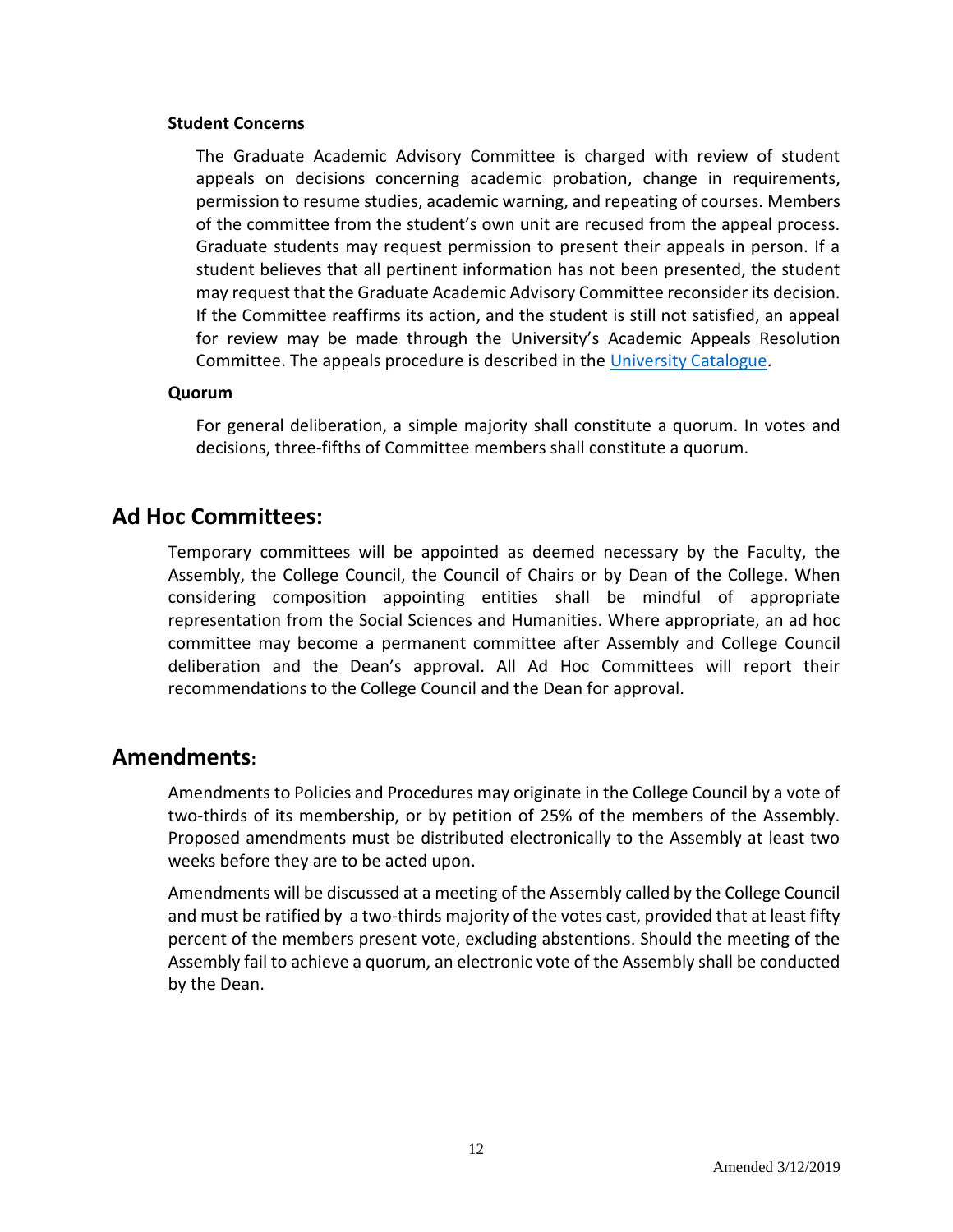**Student Concerns**

The Graduate Academic Advisory Committee is charged with review of student appeals on decisions concerning academic probation, change in requirements, permission to resume studies, academic warning, and repeating of courses. Members of the committee from the student's own unit are recused from the appeal process. Graduate students may request permission to present their appeals in person. If a student believes that all pertinent information has not been presented, the student may request that the Graduate Academic Advisory Committee reconsider its decision. If the Committee reaffirms its action, and the student is still not satisfied, an appeal for review may be made through the University's Academic Appeals Resolution Committee. The appeals procedure is described in the University Catalogue.

**Quorum**

For general deliberation, a simple majority shall constitute a quorum. In votes and decisions, three-fifths of Committee members shall constitute a quorum.

## Ad Hoc Committees:

Temporary committees will be appointed as deemed necessary by the Faculty, the Assembly, the College Council, the Council of Chairs or by Dean of the College. When considering composition appointing entities shall be mindful of appropriate representation from the Social Sciences and Humanities. Where appropriate, an ad hoc committee may become a permanent committee after Assembly and College Council deliberation and the Dean's approval. All Ad Hoc Committees will report their recommendations to the College Council and the Dean for approval.

## Amendments:

Amendments to Policies and Procedures may originate in the College Council by a vote of two-thirds of its membership, or by petition of 25% of the members of the Assembly. Proposed amendments must be distributed electronically to the Assembly at least two weeks before they are to be acted upon.

Amendments will be discussed at a meeting of the Assembly called by the College Council and must be ratified by a two-thirds majority of the votes cast, provided that at least fifty percent of the members present vote, excluding abstentions. Should the meeting of the Assembly fail to achieve a quorum, an electronic vote of the Assembly shall be conducted by the Dean.

Amended 3/12/2019